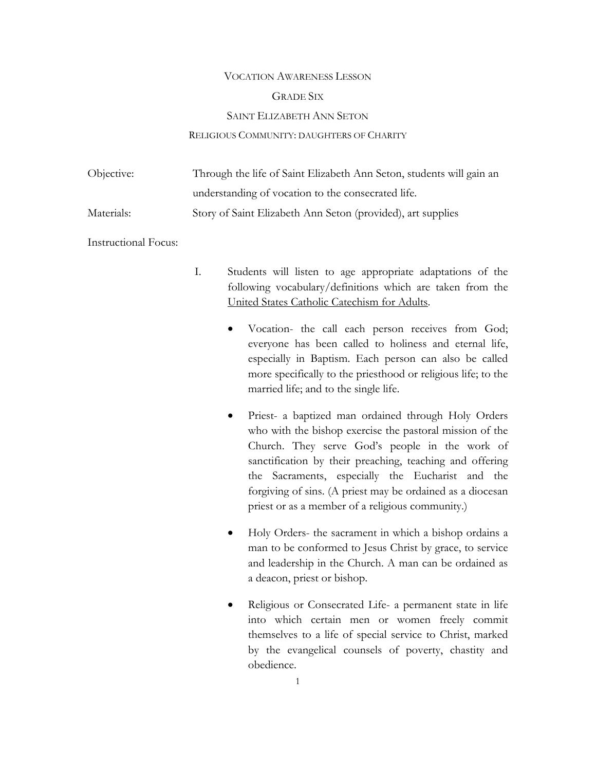# VOCATION AWARENESS LESSON

## GRADE SIX

## SAINT ELIZABETH ANN SETON

### RELIGIOUS COMMUNITY: DAUGHTERS OF CHARITY

Objective: Through the life of Saint Elizabeth Ann Seton, students will gain an understanding of vocation to the consecrated life.

Materials: Story of Saint Elizabeth Ann Seton (provided), art supplies

Instructional Focus:

I. Students will listen to age appropriate adaptations of the following vocabulary/definitions which are taken from the United States Catholic Catechism for Adults.

- Vocation- the call each person receives from God; everyone has been called to holiness and eternal life, especially in Baptism. Each person can also be called more specifically to the priesthood or religious life; to the married life; and to the single life.

- Priest- a baptized man ordained through Holy Orders who with the bishop exercise the pastoral mission of the Church. They serve God's people in the work of sanctification by their preaching, teaching and offering the Sacraments, especially the Eucharist and the forgiving of sins. (A priest may be ordained as a diocesan priest or as a member of a religious community.)

- Holy Orders- the sacrament in which a bishop ordains a man to be conformed to Jesus Christ by grace, to service and leadership in the Church. A man can be ordained as a deacon, priest or bishop.

- Religious or Consecrated Life- a permanent state in life into which certain men or women freely commit themselves to a life of special service to Christ, marked by the evangelical counsels of poverty, chastity and obedience.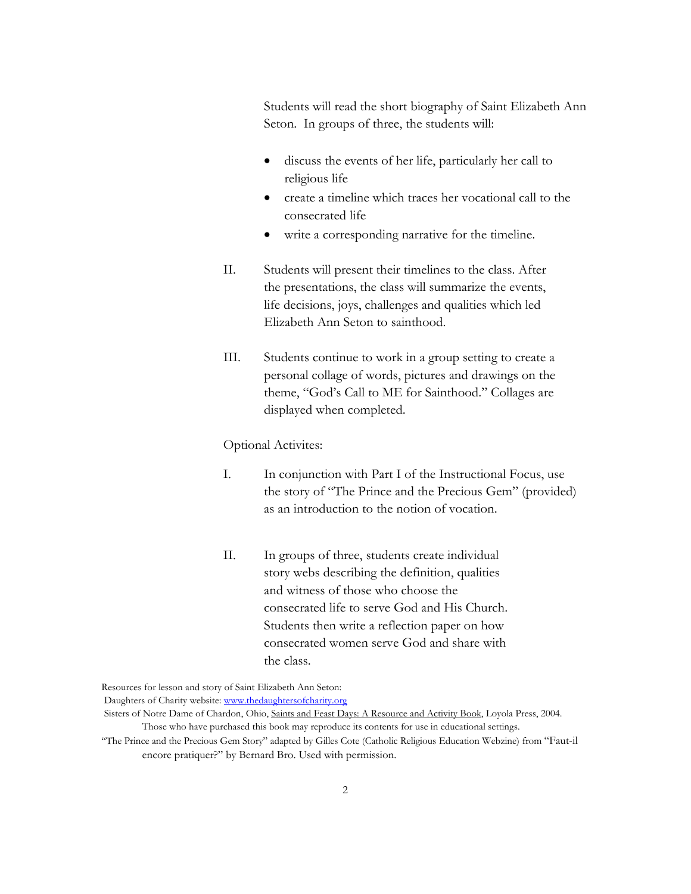Students will read the short biography of Saint Elizabeth Ann Seton. In groups of three, the students will:

- discuss the events of her life, particularly her call to religious life
- create a timeline which traces her vocational call to the consecrated life
- write a corresponding narrative for the timeline.

II. Students will present their timelines to the class. After the presentations, the class will summarize the events, life decisions, joys, challenges and qualities which led Elizabeth Ann Seton to sainthood.

III. Students continue to work in a group setting to create a personal collage of words, pictures and drawings on the theme, "God's Call to ME for Sainthood." Collages are displayed when completed.

Optional Activites:

I. In conjunction with Part I of the Instructional Focus, use the story of "The Prince and the Precious Gem" (provided) as an introduction to the notion of vocation.

II. In groups of three, students create individual story webs describing the definition, qualities and witness of those who choose the consecrated life to serve God and His Church. Students then write a reflection paper on how consecrated women serve God and share with the class.

Resources for lesson and story of Saint Elizabeth Ann Seton:
Daughters of Charity website: [www.thedaughtersofcharity.org](http://www.thedaughtersofcharity.org)
Sisters of Notre Dame of Chardon, Ohio, Saints and Feast Days: A Resource and Activity Book, Loyola Press, 2004. Those who have purchased this book may reproduce its contents for use in educational settings.
"The Prince and the Precious Gem Story" adapted by Gilles Cote (Catholic Religious Education Webzine) from "Faut-il encore pratiquer?" by Bernard Bro. Used with permission.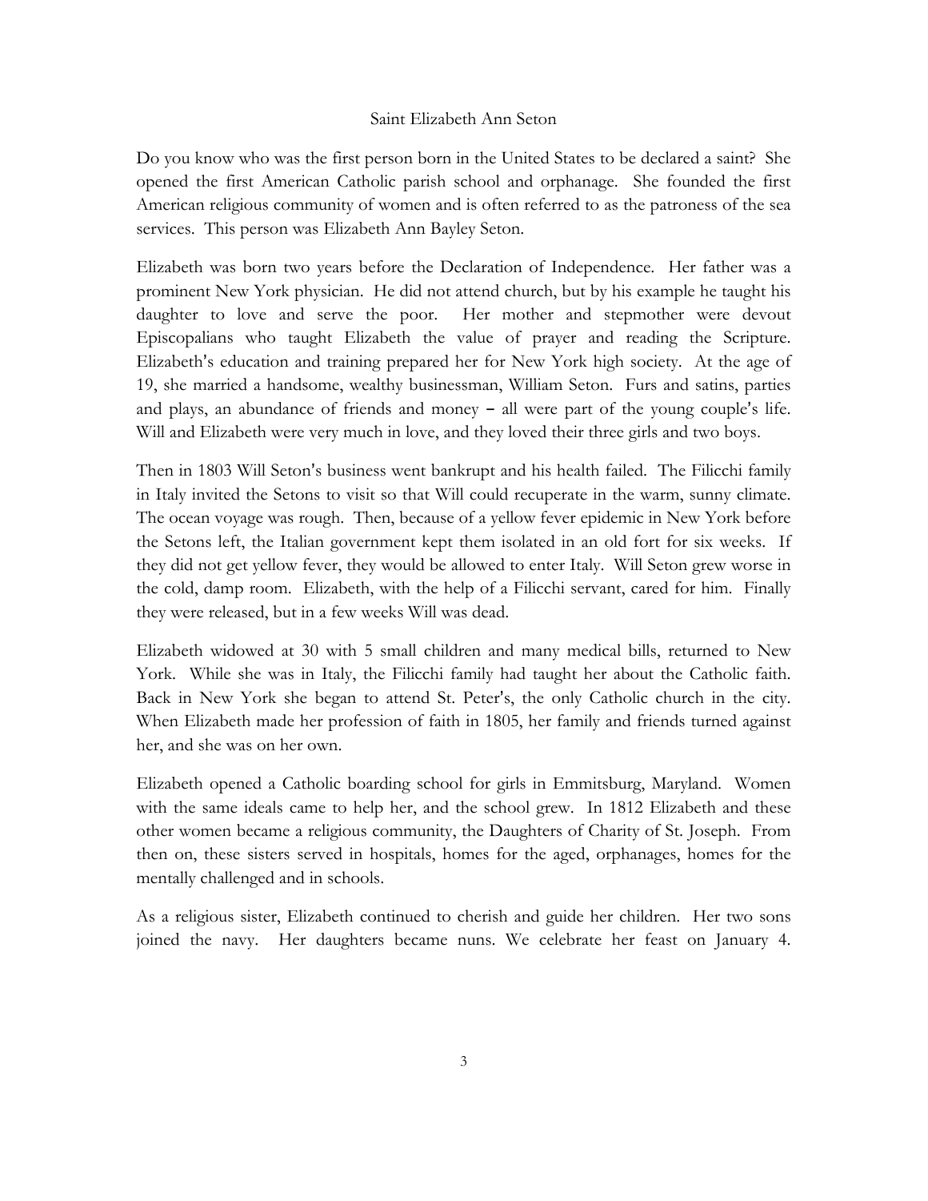# Saint Elizabeth Ann Seton

Do you know who was the first person born in the United States to be declared a saint? She opened the first American Catholic parish school and orphanage. She founded the first American religious community of women and is often referred to as the patroness of the sea services. This person was Elizabeth Ann Bayley Seton.

Elizabeth was born two years before the Declaration of Independence. Her father was a prominent New York physician. He did not attend church, but by his example he taught his daughter to love and serve the poor. Her mother and stepmother were devout Episcopalians who taught Elizabeth the value of prayer and reading the Scripture. Elizabeth's education and training prepared her for New York high society. At the age of 19, she married a handsome, wealthy businessman, William Seton. Furs and satins, parties and plays, an abundance of friends and money – all were part of the young couple's life. Will and Elizabeth were very much in love, and they loved their three girls and two boys.

Then in 1803 Will Seton's business went bankrupt and his health failed. The Filicchi family in Italy invited the Setons to visit so that Will could recuperate in the warm, sunny climate. The ocean voyage was rough. Then, because of a yellow fever epidemic in New York before the Setons left, the Italian government kept them isolated in an old fort for six weeks. If they did not get yellow fever, they would be allowed to enter Italy. Will Seton grew worse in the cold, damp room. Elizabeth, with the help of a Filicchi servant, cared for him. Finally they were released, but in a few weeks Will was dead.

Elizabeth widowed at 30 with 5 small children and many medical bills, returned to New York. While she was in Italy, the Filicchi family had taught her about the Catholic faith. Back in New York she began to attend St. Peter's, the only Catholic church in the city. When Elizabeth made her profession of faith in 1805, her family and friends turned against her, and she was on her own.

Elizabeth opened a Catholic boarding school for girls in Emmitsburg, Maryland. Women with the same ideals came to help her, and the school grew. In 1812 Elizabeth and these other women became a religious community, the Daughters of Charity of St. Joseph. From then on, these sisters served in hospitals, homes for the aged, orphanages, homes for the mentally challenged and in schools.

As a religious sister, Elizabeth continued to cherish and guide her children. Her two sons joined the navy. Her daughters became nuns. We celebrate her feast on January 4.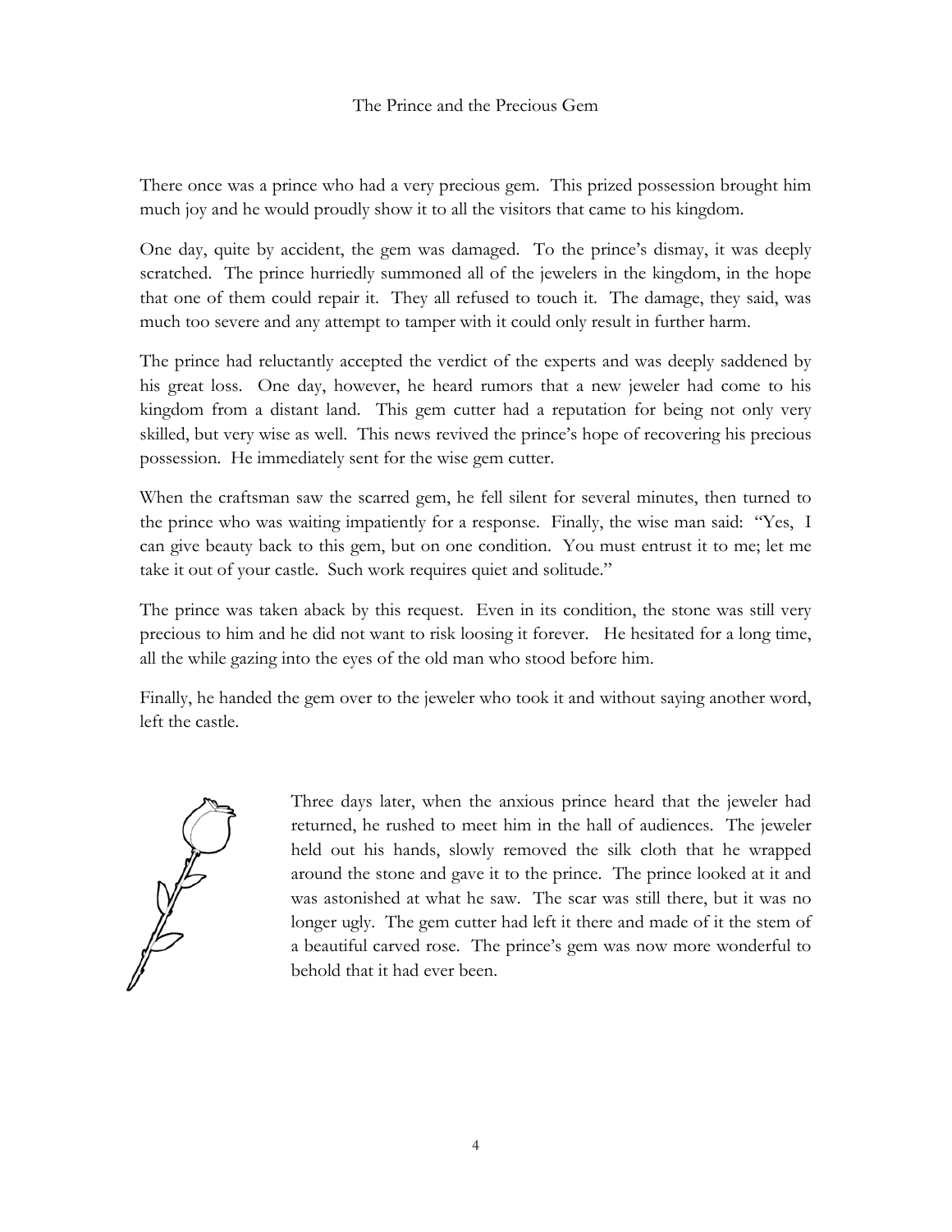# The Prince and the Precious Gem

There once was a prince who had a very precious gem. This prized possession brought him much joy and he would proudly show it to all the visitors that came to his kingdom.

One day, quite by accident, the gem was damaged. To the prince's dismay, it was deeply scratched. The prince hurriedly summoned all of the jewelers in the kingdom, in the hope that one of them could repair it. They all refused to touch it. The damage, they said, was much too severe and any attempt to tamper with it could only result in further harm.

The prince had reluctantly accepted the verdict of the experts and was deeply saddened by his great loss. One day, however, he heard rumors that a new jeweler had come to his kingdom from a distant land. This gem cutter had a reputation for being not only very skilled, but very wise as well. This news revived the prince's hope of recovering his precious possession. He immediately sent for the wise gem cutter.

When the craftsman saw the scarred gem, he fell silent for several minutes, then turned to the prince who was waiting impatiently for a response. Finally, the wise man said: "Yes, I can give beauty back to this gem, but on one condition. You must entrust it to me; let me take it out of your castle. Such work requires quiet and solitude."

The prince was taken aback by this request. Even in its condition, the stone was still very precious to him and he did not want to risk loosing it forever. He hesitated for a long time, all the while gazing into the eyes of the old man who stood before him.

Finally, he handed the gem over to the jeweler who took it and without saying another word, left the castle.

Three days later, when the anxious prince heard that the jeweler had returned, he rushed to meet him in the hall of audiences. The jeweler held out his hands, slowly removed the silk cloth that he wrapped around the stone and gave it to the prince. The prince looked at it and was astonished at what he saw. The scar was still there, but it was no longer ugly. The gem cutter had left it there and made of it the stem of a beautiful carved rose. The prince's gem was now more wonderful to behold that it had ever been.